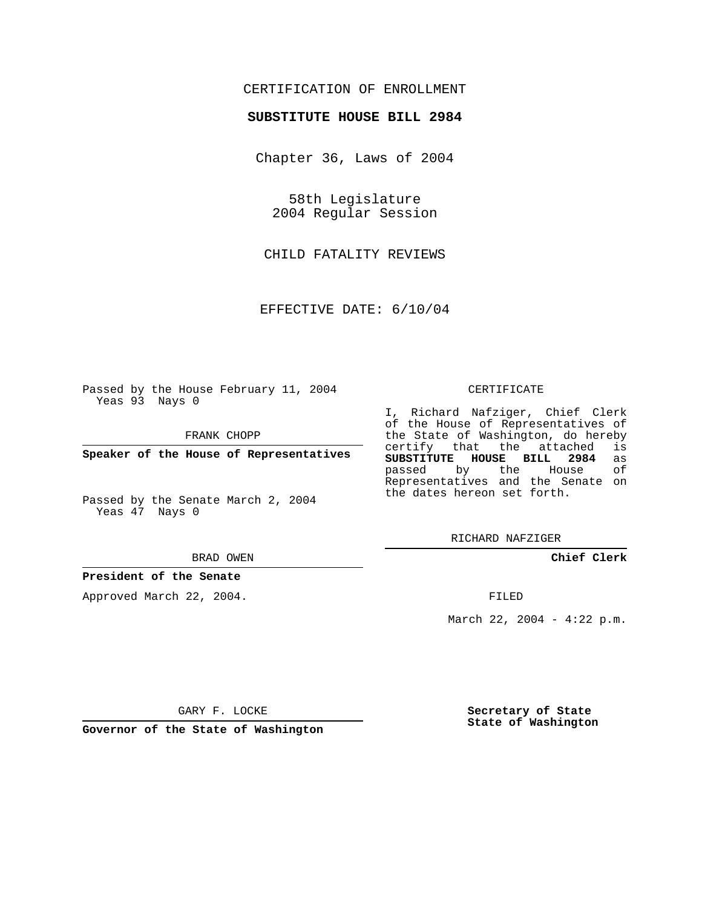CERTIFICATION OF ENROLLMENT

**SUBSTITUTE HOUSE BILL 2984**

Chapter 36, Laws of 2004

58th Legislature
2004 Regular Session

CHILD FATALITY REVIEWS

EFFECTIVE DATE: 6/10/04

Passed by the House February 11, 2004
Yeas 93 Nays 0

FRANK CHOPP

**Speaker of the House of Representatives**

Passed by the Senate March 2, 2004
Yeas 47 Nays 0

BRAD OWEN

**President of the Senate**

Approved March 22, 2004.

GARY F. LOCKE

**Governor of the State of Washington**

CERTIFICATE

I, Richard Nafziger, Chief Clerk of the House of Representatives of the State of Washington, do hereby certify that the attached is **SUBSTITUTE HOUSE BILL 2984** as passed by the House of Representatives and the Senate on the dates hereon set forth.

RICHARD NAFZIGER

**Chief Clerk**

FILED

March 22, 2004 - 4:22 p.m.

**Secretary of State**
**State of Washington**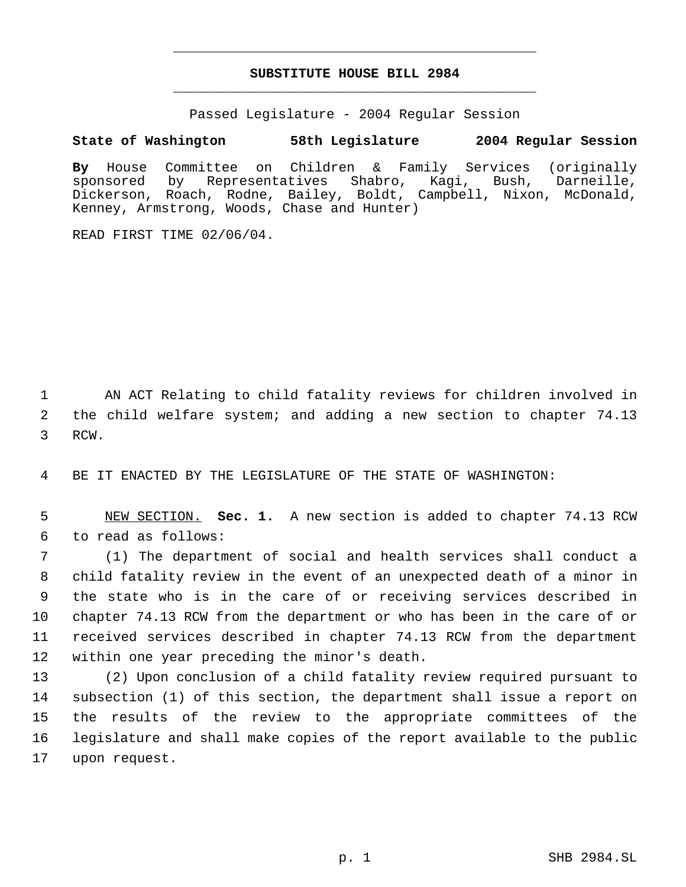# SUBSTITUTE HOUSE BILL 2984

Passed Legislature - 2004 Regular Session

**State of Washington 58th Legislature 2004 Regular Session**

**By** House Committee on Children & Family Services (originally sponsored by Representatives Shabro, Kagi, Bush, Darneille, Dickerson, Roach, Rodne, Bailey, Boldt, Campbell, Nixon, McDonald, Kenney, Armstrong, Woods, Chase and Hunter)

READ FIRST TIME 02/06/04.

AN ACT Relating to child fatality reviews for children involved in the child welfare system; and adding a new section to chapter 74.13 RCW.

BE IT ENACTED BY THE LEGISLATURE OF THE STATE OF WASHINGTON:

NEW SECTION. **Sec. 1.** A new section is added to chapter 74.13 RCW to read as follows:

(1) The department of social and health services shall conduct a child fatality review in the event of an unexpected death of a minor in the state who is in the care of or receiving services described in chapter 74.13 RCW from the department or who has been in the care of or received services described in chapter 74.13 RCW from the department within one year preceding the minor's death.

(2) Upon conclusion of a child fatality review required pursuant to subsection (1) of this section, the department shall issue a report on the results of the review to the appropriate committees of the legislature and shall make copies of the report available to the public upon request.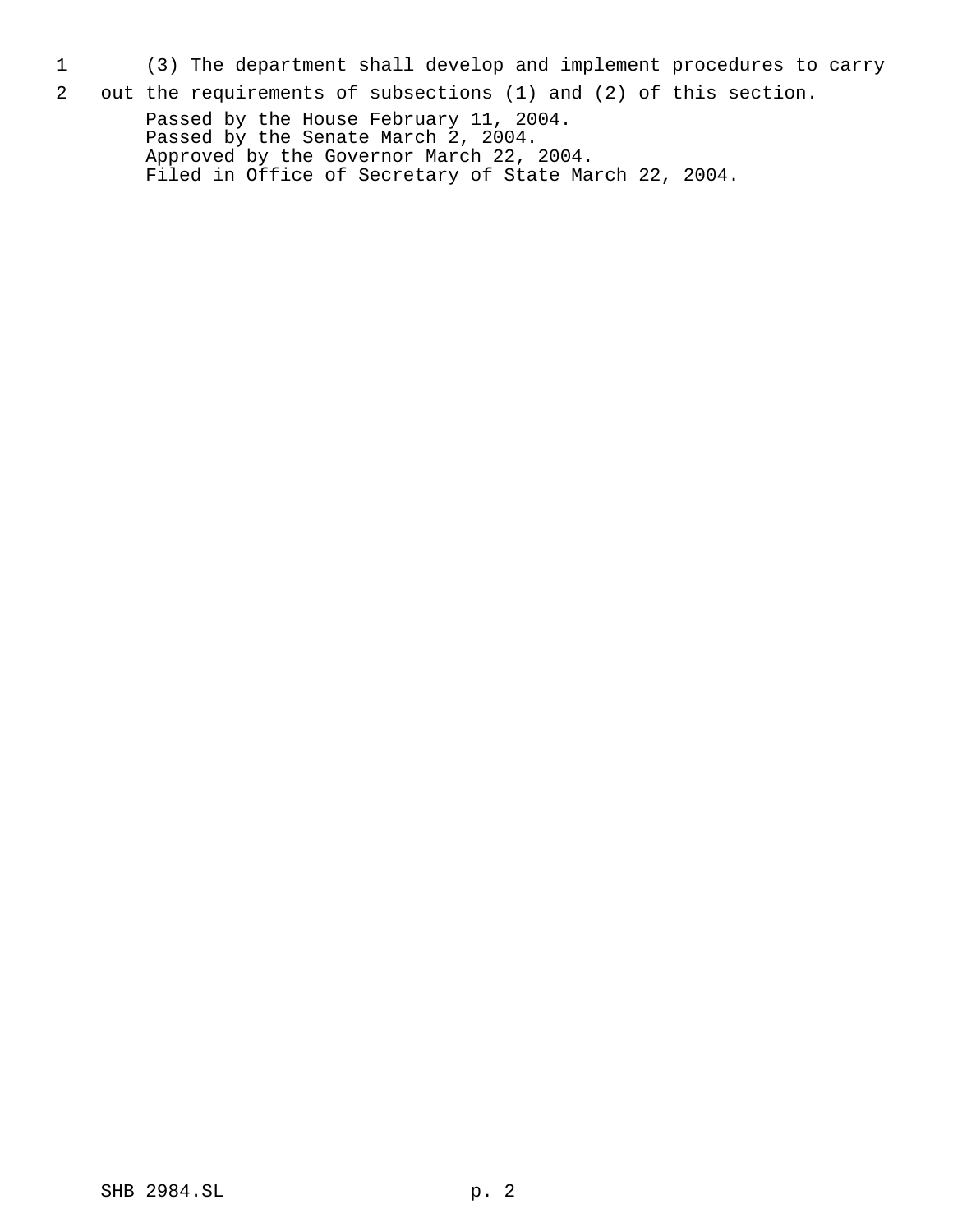(3) The department shall develop and implement procedures to carry out the requirements of subsections (1) and (2) of this section.

Passed by the House February 11, 2004.
Passed by the Senate March 2, 2004.
Approved by the Governor March 22, 2004.
Filed in Office of Secretary of State March 22, 2004.